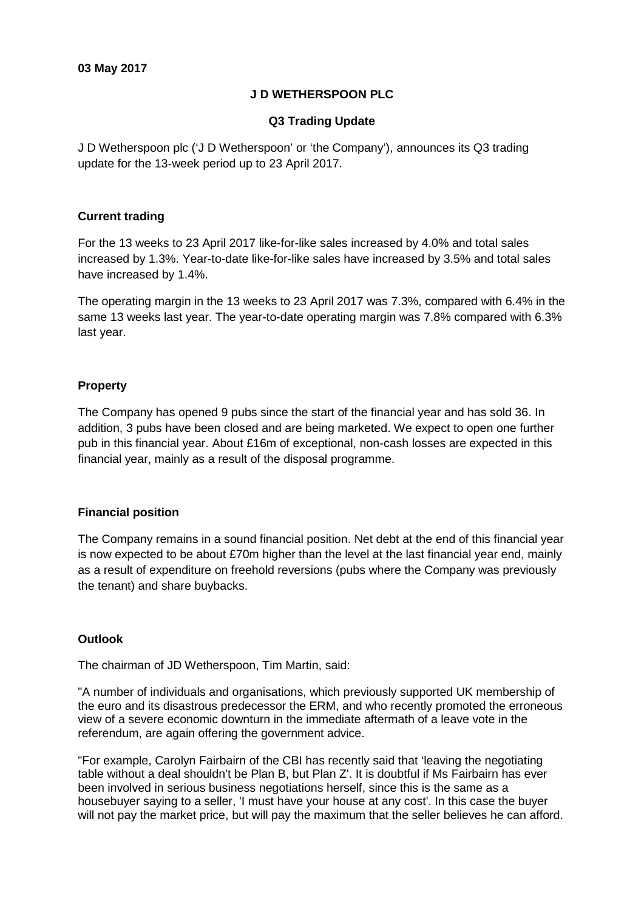**03 May 2017**

# J D WETHERSPOON PLC

## Q3 Trading Update

J D Wetherspoon plc ('J D Wetherspoon' or 'the Company'), announces its Q3 trading update for the 13-week period up to 23 April 2017.

### Current trading

For the 13 weeks to 23 April 2017 like-for-like sales increased by 4.0% and total sales increased by 1.3%. Year-to-date like-for-like sales have increased by 3.5% and total sales have increased by 1.4%.

The operating margin in the 13 weeks to 23 April 2017 was 7.3%, compared with 6.4% in the same 13 weeks last year. The year-to-date operating margin was 7.8% compared with 6.3% last year.

### Property

The Company has opened 9 pubs since the start of the financial year and has sold 36. In addition, 3 pubs have been closed and are being marketed. We expect to open one further pub in this financial year. About £16m of exceptional, non-cash losses are expected in this financial year, mainly as a result of the disposal programme.

### Financial position

The Company remains in a sound financial position. Net debt at the end of this financial year is now expected to be about £70m higher than the level at the last financial year end, mainly as a result of expenditure on freehold reversions (pubs where the Company was previously the tenant) and share buybacks.

### Outlook

The chairman of JD Wetherspoon, Tim Martin, said:

"A number of individuals and organisations, which previously supported UK membership of the euro and its disastrous predecessor the ERM, and who recently promoted the erroneous view of a severe economic downturn in the immediate aftermath of a leave vote in the referendum, are again offering the government advice.

"For example, Carolyn Fairbairn of the CBI has recently said that 'leaving the negotiating table without a deal shouldn't be Plan B, but Plan Z'. It is doubtful if Ms Fairbairn has ever been involved in serious business negotiations herself, since this is the same as a housebuyer saying to a seller, 'I must have your house at any cost'. In this case the buyer will not pay the market price, but will pay the maximum that the seller believes he can afford.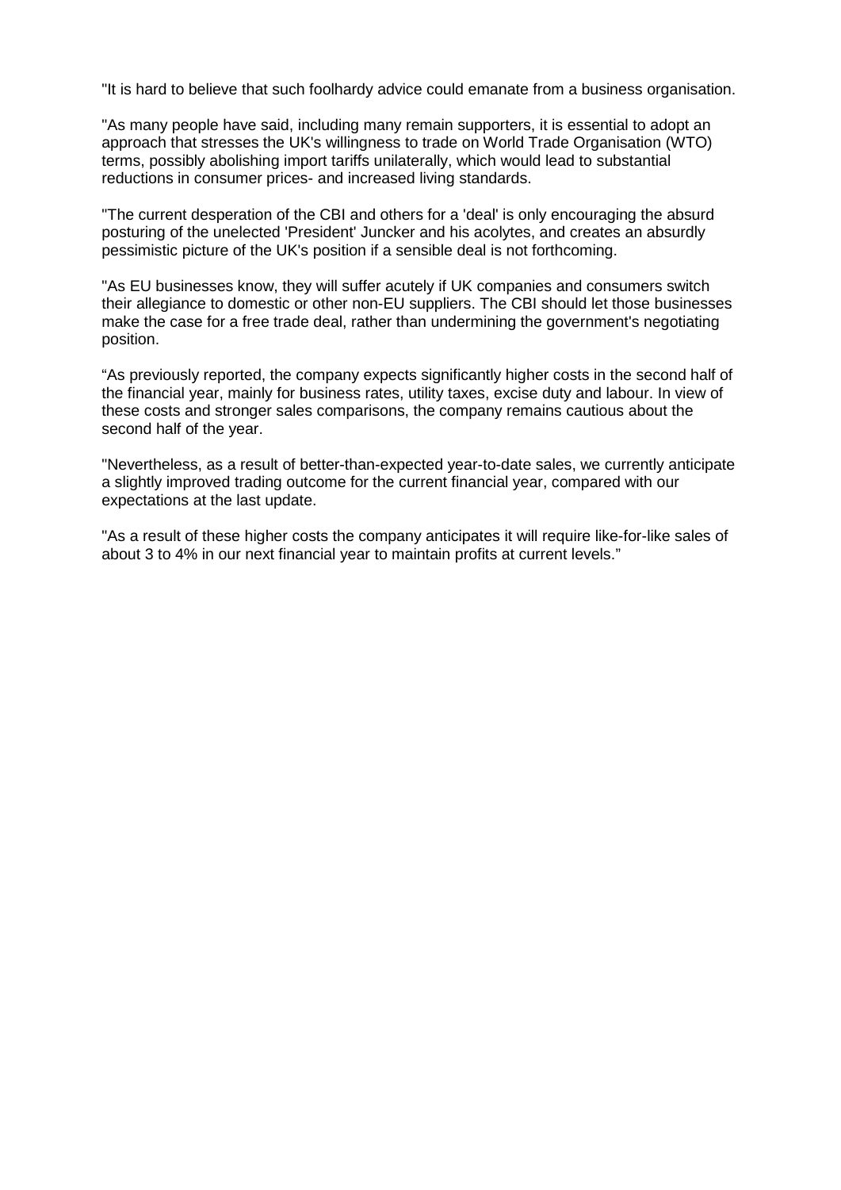"It is hard to believe that such foolhardy advice could emanate from a business organisation.

"As many people have said, including many remain supporters, it is essential to adopt an approach that stresses the UK's willingness to trade on World Trade Organisation (WTO) terms, possibly abolishing import tariffs unilaterally, which would lead to substantial reductions in consumer prices- and increased living standards.

"The current desperation of the CBI and others for a 'deal' is only encouraging the absurd posturing of the unelected 'President' Juncker and his acolytes, and creates an absurdly pessimistic picture of the UK's position if a sensible deal is not forthcoming.

"As EU businesses know, they will suffer acutely if UK companies and consumers switch their allegiance to domestic or other non-EU suppliers. The CBI should let those businesses make the case for a free trade deal, rather than undermining the government's negotiating position.

“As previously reported, the company expects significantly higher costs in the second half of the financial year, mainly for business rates, utility taxes, excise duty and labour. In view of these costs and stronger sales comparisons, the company remains cautious about the second half of the year.

"Nevertheless, as a result of better-than-expected year-to-date sales, we currently anticipate a slightly improved trading outcome for the current financial year, compared with our expectations at the last update.

"As a result of these higher costs the company anticipates it will require like-for-like sales of about 3 to 4% in our next financial year to maintain profits at current levels.”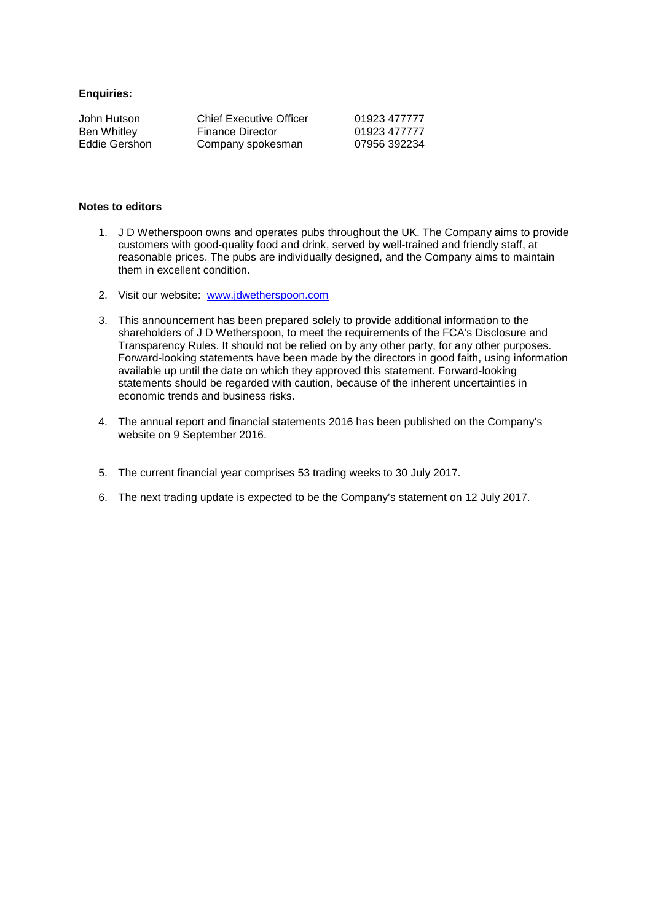**Enquiries:**

| | | |
|---|---|---|
| John Hutson | Chief Executive Officer | 01923 477777 |
| Ben Whitley | Finance Director | 01923 477777 |
| Eddie Gershon | Company spokesman | 07956 392234 |

**Notes to editors**

1. J D Wetherspoon owns and operates pubs throughout the UK. The Company aims to provide customers with good-quality food and drink, served by well-trained and friendly staff, at reasonable prices. The pubs are individually designed, and the Company aims to maintain them in excellent condition.

2. Visit our website: [www.jdwetherspoon.com](http://www.jdwetherspoon.com)

3. This announcement has been prepared solely to provide additional information to the shareholders of J D Wetherspoon, to meet the requirements of the FCA's Disclosure and Transparency Rules. It should not be relied on by any other party, for any other purposes. Forward-looking statements have been made by the directors in good faith, using information available up until the date on which they approved this statement. Forward-looking statements should be regarded with caution, because of the inherent uncertainties in economic trends and business risks.

4. The annual report and financial statements 2016 has been published on the Company's website on 9 September 2016.

5. The current financial year comprises 53 trading weeks to 30 July 2017.

6. The next trading update is expected to be the Company's statement on 12 July 2017.